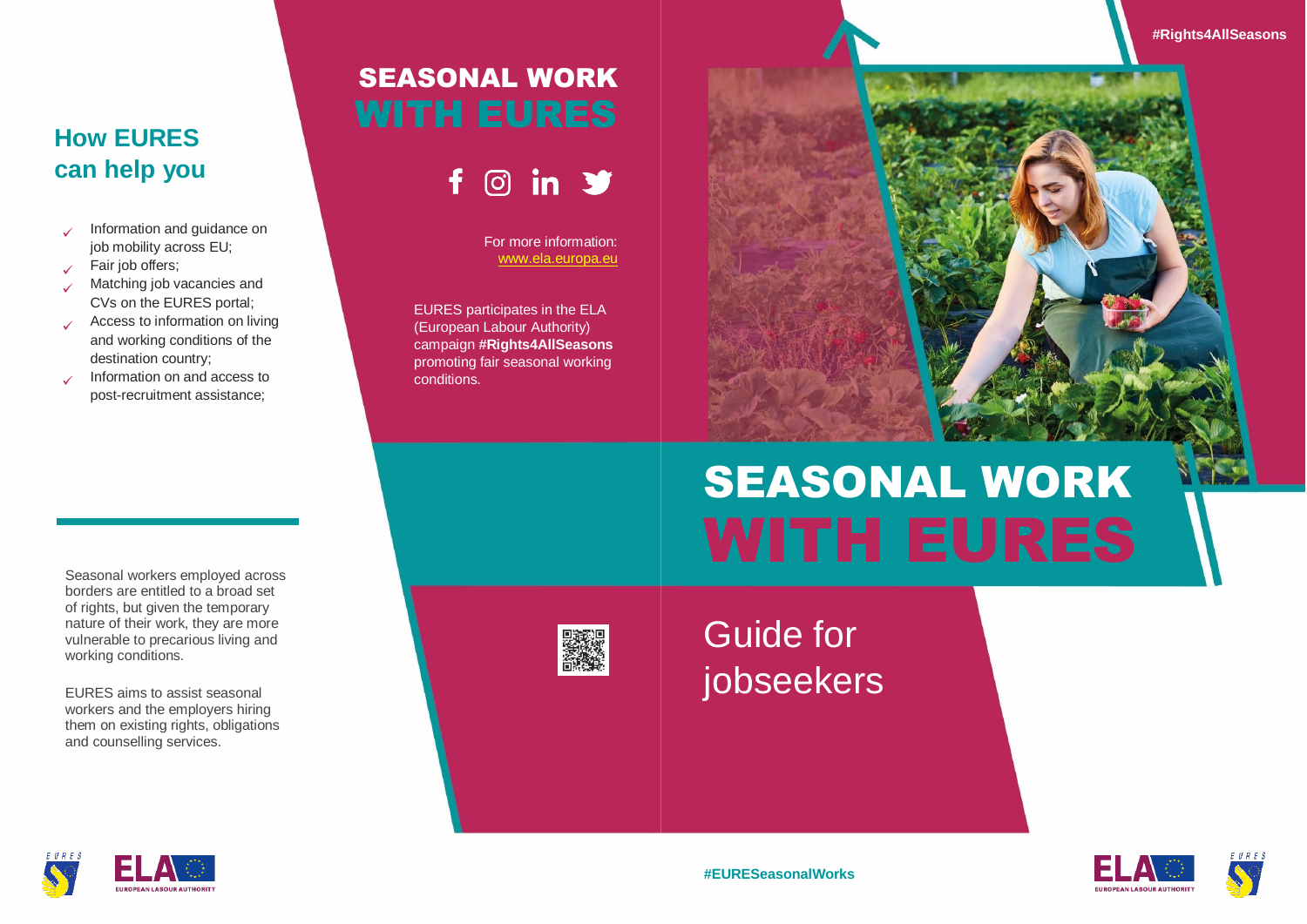## How EURES can help you

- Information and guidance on job mobility across EU;
- Fair job offers;
- Matching job vacancies and CVs on the EURES portal;
- Access to information on living and working conditions of the destination country;
- Information on and access to post-recruitment assistance;

Seasonal workers employed across borders are entitled to a broad set of rights, but given the temporary nature of their work, they are more vulnerable to precarious living and working conditions.

EURES aims to assist seasonal workers and the employers hiring them on existing rights, obligations and counselling services.

## SEASONAL WORK WITH EURES

For more information: www.ela.europa.eu

EURES participates in the ELA (European Labour Authority) campaign **#Rights4AllSeasons** promoting fair seasonal working conditions.

#Rights4AllSeasons

# SEASONAL WORK WITH EURES

Guide for jobseekers

#EURESeasonalWorks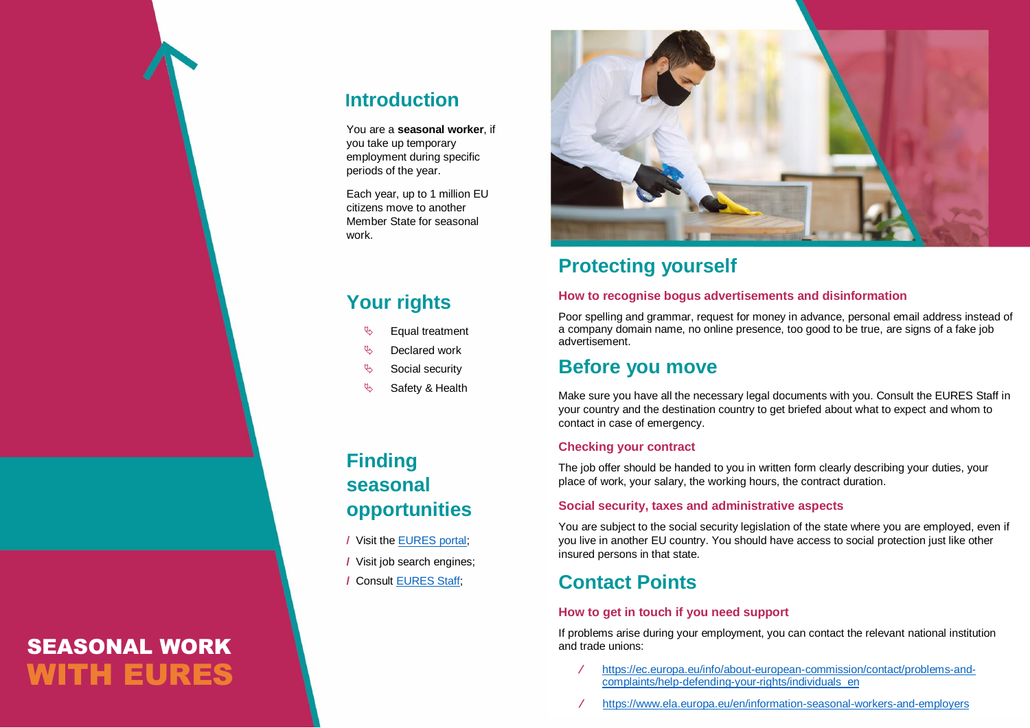# SEASONAL WORK WITH EURES

## Introduction

You are a **seasonal worker**, if you take up temporary employment during specific periods of the year.

Each year, up to 1 million EU citizens move to another Member State for seasonal work.

## Your rights

- Equal treatment
- Declared work
- Social security
- Safety & Health

## Finding seasonal opportunities

- Visit the [EURES portal](#);
- Visit job search engines;
- Consult [EURES Staff](#);

## Protecting yourself

### How to recognise bogus advertisements and disinformation

Poor spelling and grammar, request for money in advance, personal email address instead of a company domain name, no online presence, too good to be true, are signs of a fake job advertisement.

## Before you move

Make sure you have all the necessary legal documents with you. Consult the EURES Staff in your country and the destination country to get briefed about what to expect and whom to contact in case of emergency.

### Checking your contract

The job offer should be handed to you in written form clearly describing your duties, your place of work, your salary, the working hours, the contract duration.

### Social security, taxes and administrative aspects

You are subject to the social security legislation of the state where you are employed, even if you live in another EU country. You should have access to social protection just like other insured persons in that state.

## Contact Points

### How to get in touch if you need support

If problems arise during your employment, you can contact the relevant national institution and trade unions:

- https://ec.europa.eu/info/about-european-commission/contact/problems-and-complaints/help-defending-your-rights/individuals_en
- https://www.ela.europa.eu/en/information-seasonal-workers-and-employers